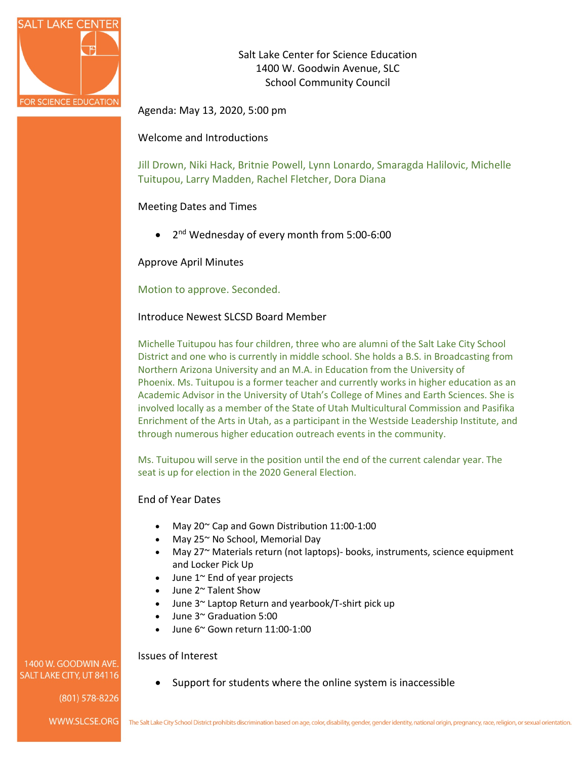Salt Lake Center for Science Education
1400 W. Goodwin Avenue, SLC
School Community Council

Agenda: May 13, 2020, 5:00 pm

## Welcome and Introductions

Jill Drown, Niki Hack, Britnie Powell, Lynn Lonardo, Smaragda Halilovic, Michelle Tuitupou, Larry Madden, Rachel Fletcher, Dora Diana

## Meeting Dates and Times

- 2nd Wednesday of every month from 5:00-6:00

## Approve April Minutes

Motion to approve. Seconded.

## Introduce Newest SLCSD Board Member

Michelle Tuitupou has four children, three who are alumni of the Salt Lake City School District and one who is currently in middle school. She holds a B.S. in Broadcasting from Northern Arizona University and an M.A. in Education from the University of Phoenix. Ms. Tuitupou is a former teacher and currently works in higher education as an Academic Advisor in the University of Utah's College of Mines and Earth Sciences. She is involved locally as a member of the State of Utah Multicultural Commission and Pasifika Enrichment of the Arts in Utah, as a participant in the Westside Leadership Institute, and through numerous higher education outreach events in the community.

Ms. Tuitupou will serve in the position until the end of the current calendar year. The seat is up for election in the 2020 General Election.

## End of Year Dates

- May 20~ Cap and Gown Distribution 11:00-1:00
- May 25~ No School, Memorial Day
- May 27~ Materials return (not laptops)- books, instruments, science equipment and Locker Pick Up
- June 1~ End of year projects
- June 2~ Talent Show
- June 3~ Laptop Return and yearbook/T-shirt pick up
- June 3~ Graduation 5:00
- June 6~ Gown return 11:00-1:00

## Issues of Interest

- Support for students where the online system is inaccessible

1400 W. GOODWIN AVE.
SALT LAKE CITY, UT 84116

(801) 578-8226

WWW.SLCSE.ORG

The Salt Lake City School District prohibits discrimination based on age, color, disability, gender, gender identity, national origin, pregnancy, race, religion, or sexual orientation.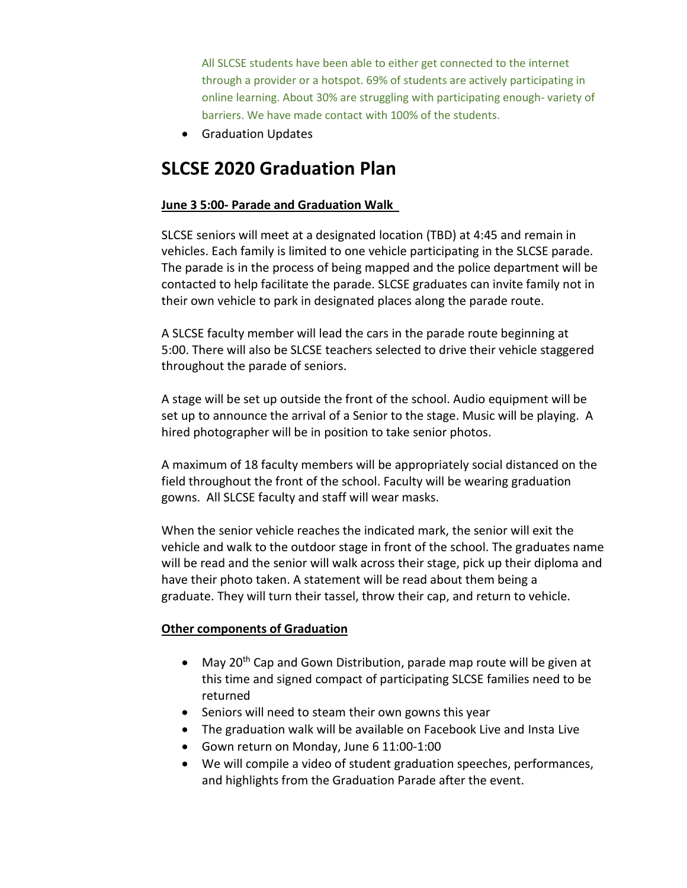All SLCSE students have been able to either get connected to the internet through a provider or a hotspot. 69% of students are actively participating in online learning. About 30% are struggling with participating enough- variety of barriers. We have made contact with 100% of the students.

- Graduation Updates

# SLCSE 2020 Graduation Plan

**June 3 5:00- Parade and Graduation Walk**

SLCSE seniors will meet at a designated location (TBD) at 4:45 and remain in vehicles. Each family is limited to one vehicle participating in the SLCSE parade. The parade is in the process of being mapped and the police department will be contacted to help facilitate the parade. SLCSE graduates can invite family not in their own vehicle to park in designated places along the parade route.

A SLCSE faculty member will lead the cars in the parade route beginning at 5:00. There will also be SLCSE teachers selected to drive their vehicle staggered throughout the parade of seniors.

A stage will be set up outside the front of the school. Audio equipment will be set up to announce the arrival of a Senior to the stage. Music will be playing. A hired photographer will be in position to take senior photos.

A maximum of 18 faculty members will be appropriately social distanced on the field throughout the front of the school. Faculty will be wearing graduation gowns. All SLCSE faculty and staff will wear masks.

When the senior vehicle reaches the indicated mark, the senior will exit the vehicle and walk to the outdoor stage in front of the school. The graduates name will be read and the senior will walk across their stage, pick up their diploma and have their photo taken. A statement will be read about them being a graduate. They will turn their tassel, throw their cap, and return to vehicle.

**Other components of Graduation**

- May 20th Cap and Gown Distribution, parade map route will be given at this time and signed compact of participating SLCSE families need to be returned
- Seniors will need to steam their own gowns this year
- The graduation walk will be available on Facebook Live and Insta Live
- Gown return on Monday, June 6 11:00-1:00
- We will compile a video of student graduation speeches, performances, and highlights from the Graduation Parade after the event.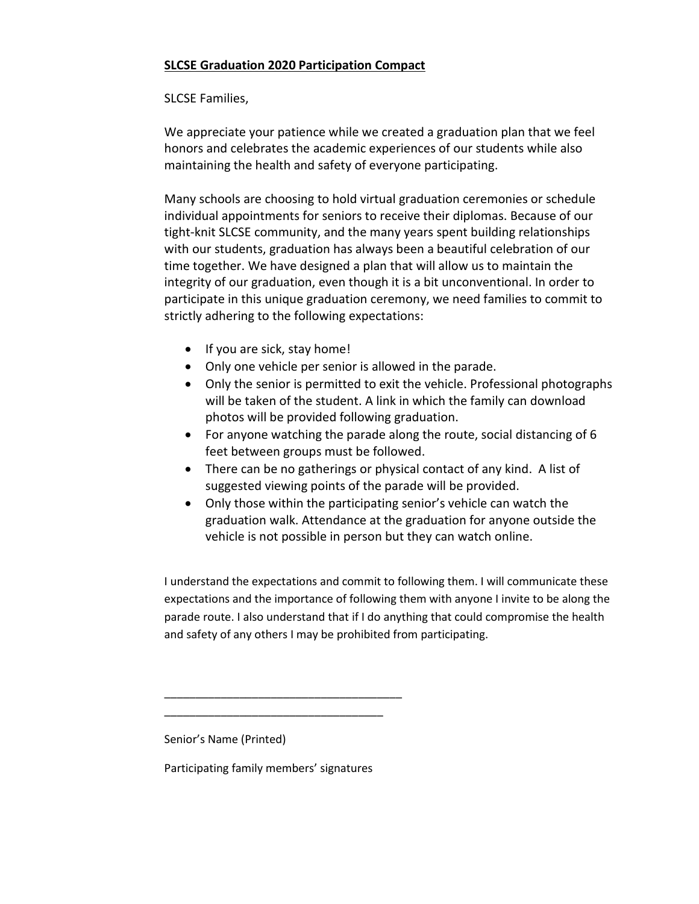**SLCSE Graduation 2020 Participation Compact**

SLCSE Families,

We appreciate your patience while we created a graduation plan that we feel honors and celebrates the academic experiences of our students while also maintaining the health and safety of everyone participating.

Many schools are choosing to hold virtual graduation ceremonies or schedule individual appointments for seniors to receive their diplomas. Because of our tight-knit SLCSE community, and the many years spent building relationships with our students, graduation has always been a beautiful celebration of our time together. We have designed a plan that will allow us to maintain the integrity of our graduation, even though it is a bit unconventional. In order to participate in this unique graduation ceremony, we need families to commit to strictly adhering to the following expectations:

- If you are sick, stay home!
- Only one vehicle per senior is allowed in the parade.
- Only the senior is permitted to exit the vehicle. Professional photographs will be taken of the student. A link in which the family can download photos will be provided following graduation.
- For anyone watching the parade along the route, social distancing of 6 feet between groups must be followed.
- There can be no gatherings or physical contact of any kind. A list of suggested viewing points of the parade will be provided.
- Only those within the participating senior's vehicle can watch the graduation walk. Attendance at the graduation for anyone outside the vehicle is not possible in person but they can watch online.

I understand the expectations and commit to following them. I will communicate these expectations and the importance of following them with anyone I invite to be along the parade route. I also understand that if I do anything that could compromise the health and safety of any others I may be prohibited from participating.

_____________________________________

__________________________________

Senior's Name (Printed)

Participating family members' signatures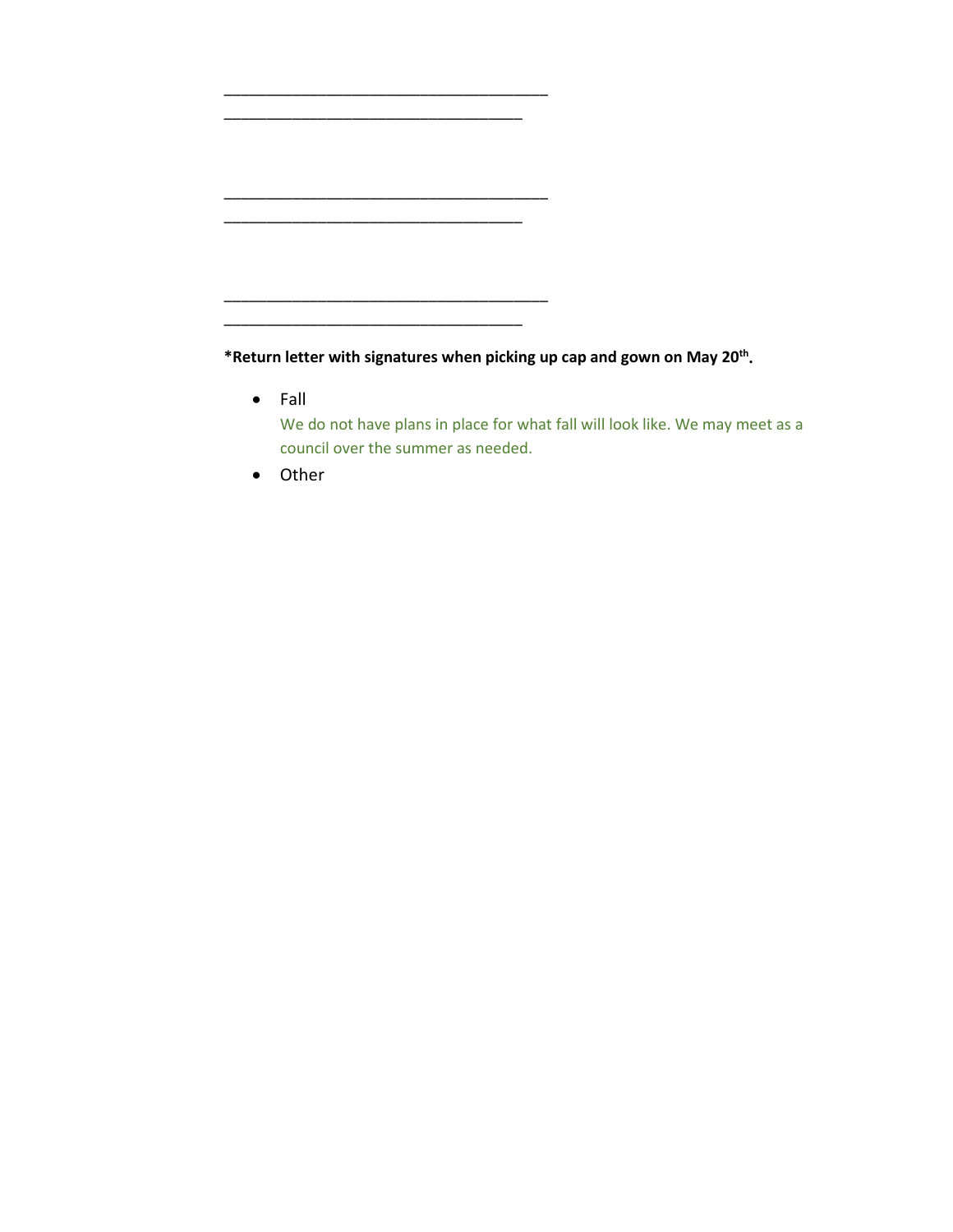\_\_\_\_\_\_\_\_\_\_\_\_\_\_\_\_\_\_\_\_\_\_\_\_\_\_\_\_\_\_\_\_\_\_\_\_\_\_

\_\_\_\_\_\_\_\_\_\_\_\_\_\_\_\_\_\_\_\_\_\_\_\_\_\_\_\_\_\_\_\_\_\_\_

\_\_\_\_\_\_\_\_\_\_\_\_\_\_\_\_\_\_\_\_\_\_\_\_\_\_\_\_\_\_\_\_\_\_\_\_\_\_

\_\_\_\_\_\_\_\_\_\_\_\_\_\_\_\_\_\_\_\_\_\_\_\_\_\_\_\_\_\_\_\_\_\_\_

\_\_\_\_\_\_\_\_\_\_\_\_\_\_\_\_\_\_\_\_\_\_\_\_\_\_\_\_\_\_\_\_\_\_\_\_\_\_

\_\_\_\_\_\_\_\_\_\_\_\_\_\_\_\_\_\_\_\_\_\_\_\_\_\_\_\_\_\_\_\_\_\_\_

**\*Return letter with signatures when picking up cap and gown on May 20th.**

- Fall

  We do not have plans in place for what fall will look like. We may meet as a council over the summer as needed.

- Other